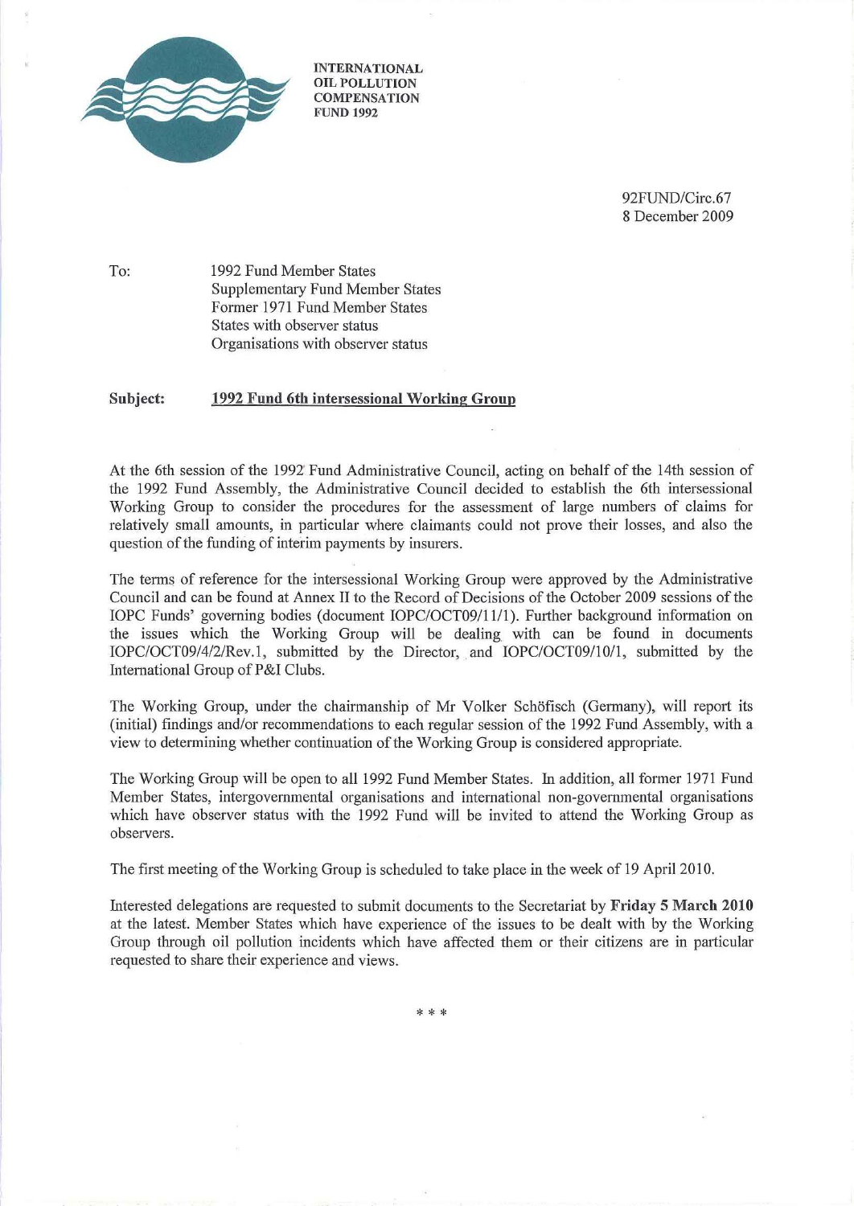INTERNATIONAL
OIL POLLUTION
COMPENSATION
FUND 1992

92FUND/Circ.67
8 December 2009

To: 1992 Fund Member States
Supplementary Fund Member States
Former 1971 Fund Member States
States with observer status
Organisations with observer status

**Subject:** **1992 Fund 6th intersessional Working Group**

At the 6th session of the 1992 Fund Administrative Council, acting on behalf of the 14th session of the 1992 Fund Assembly, the Administrative Council decided to establish the 6th intersessional Working Group to consider the procedures for the assessment of large numbers of claims for relatively small amounts, in particular where claimants could not prove their losses, and also the question of the funding of interim payments by insurers.

The terms of reference for the intersessional Working Group were approved by the Administrative Council and can be found at Annex II to the Record of Decisions of the October 2009 sessions of the IOPC Funds' governing bodies (document IOPC/OCT09/11/1). Further background information on the issues which the Working Group will be dealing with can be found in documents IOPC/OCT09/4/2/Rev.1, submitted by the Director, and IOPC/OCT09/10/1, submitted by the International Group of P&I Clubs.

The Working Group, under the chairmanship of Mr Volker Schöfisch (Germany), will report its (initial) findings and/or recommendations to each regular session of the 1992 Fund Assembly, with a view to determining whether continuation of the Working Group is considered appropriate.

The Working Group will be open to all 1992 Fund Member States. In addition, all former 1971 Fund Member States, intergovernmental organisations and international non-governmental organisations which have observer status with the 1992 Fund will be invited to attend the Working Group as observers.

The first meeting of the Working Group is scheduled to take place in the week of 19 April 2010.

Interested delegations are requested to submit documents to the Secretariat by **Friday 5 March 2010** at the latest. Member States which have experience of the issues to be dealt with by the Working Group through oil pollution incidents which have affected them or their citizens are in particular requested to share their experience and views.

\* \* \*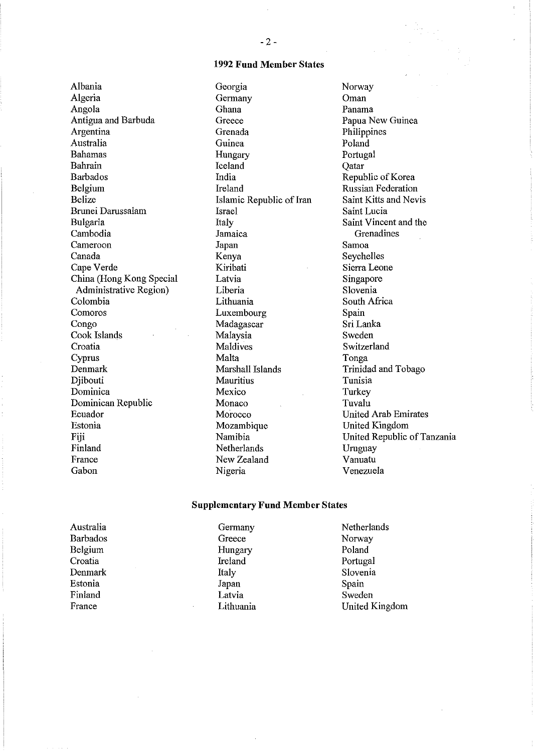## 1992 Fund Member States

Albania
Algeria
Angola
Antigua and Barbuda
Argentina
Australia
Bahamas
Bahrain
Barbados
Belgium
Belize
Brunei Darussalam
Bulgaria
Cambodia
Cameroon
Canada
Cape Verde
China (Hong Kong Special Administrative Region)
Colombia
Comoros
Congo
Cook Islands
Croatia
Cyprus
Denmark
Djibouti
Dominica
Dominican Republic
Ecuador
Estonia
Fiji
Finland
France
Gabon
Georgia
Germany
Ghana
Greece
Grenada
Guinea
Hungary
Iceland
India
Ireland
Islamic Republic of Iran
Israel
Italy
Jamaica
Japan
Kenya
Kiribati
Latvia
Liberia
Lithuania
Luxembourg
Madagascar
Malaysia
Maldives
Malta
Marshall Islands
Mauritius
Mexico
Monaco
Morocco
Mozambique
Namibia
Netherlands
New Zealand
Nigeria
Norway
Oman
Panama
Papua New Guinea
Philippines
Poland
Portugal
Qatar
Republic of Korea
Russian Federation
Saint Kitts and Nevis
Saint Lucia
Saint Vincent and the Grenadines
Samoa
Seychelles
Sierra Leone
Singapore
Slovenia
South Africa
Spain
Sri Lanka
Sweden
Switzerland
Tonga
Trinidad and Tobago
Tunisia
Turkey
Tuvalu
United Arab Emirates
United Kingdom
United Republic of Tanzania
Uruguay
Vanuatu
Venezuela

## Supplementary Fund Member States

Australia
Barbados
Belgium
Croatia
Denmark
Estonia
Finland
France
Germany
Greece
Hungary
Ireland
Italy
Japan
Latvia
Lithuania
Netherlands
Norway
Poland
Portugal
Slovenia
Spain
Sweden
United Kingdom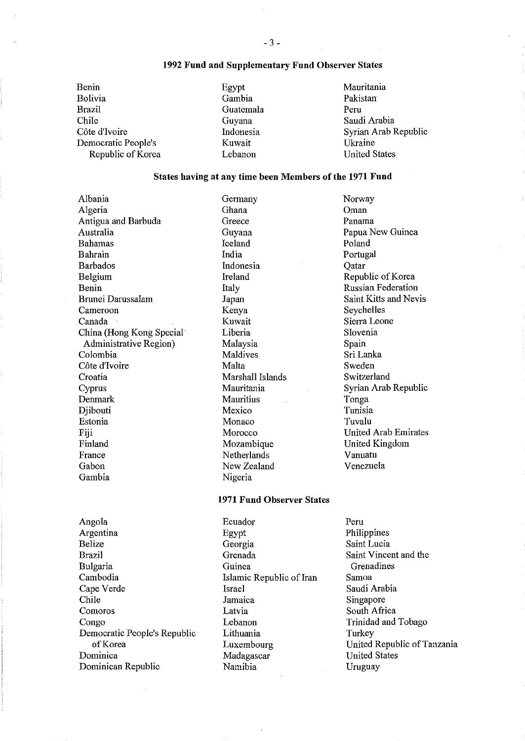## 1992 Fund and Supplementary Fund Observer States

Benin
Bolivia
Brazil
Chile
Côte d'Ivoire
Democratic People's Republic of Korea
Egypt
Gambia
Guatemala
Guyana
Indonesia
Kuwait
Lebanon
Mauritania
Pakistan
Peru
Saudi Arabia
Syrian Arab Republic
Ukraine
United States

## States having at any time been Members of the 1971 Fund

Albania
Algeria
Antigua and Barbuda
Australia
Bahamas
Bahrain
Barbados
Belgium
Benin
Brunei Darussalam
Cameroon
Canada
China (Hong Kong Special Administrative Region)
Colombia
Côte d'Ivoire
Croatia
Cyprus
Denmark
Djibouti
Estonia
Fiji
Finland
France
Gabon
Gambia
Germany
Ghana
Greece
Guyana
Iceland
India
Indonesia
Ireland
Italy
Japan
Kenya
Kuwait
Liberia
Malaysia
Maldives
Malta
Marshall Islands
Mauritania
Mauritius
Mexico
Monaco
Morocco
Mozambique
Netherlands
New Zealand
Nigeria
Norway
Oman
Panama
Papua New Guinea
Poland
Portugal
Qatar
Republic of Korea
Russian Federation
Saint Kitts and Nevis
Seychelles
Sierra Leone
Slovenia
Spain
Sri Lanka
Sweden
Switzerland
Syrian Arab Republic
Tonga
Tunisia
Tuvalu
United Arab Emirates
United Kingdom
Vanuatu
Venezuela

## 1971 Fund Observer States

Angola
Argentina
Belize
Brazil
Bulgaria
Cambodia
Cape Verde
Chile
Comoros
Congo
Democratic People's Republic of Korea
Dominica
Dominican Republic
Ecuador
Egypt
Georgia
Grenada
Guinea
Islamic Republic of Iran
Israel
Jamaica
Latvia
Lebanon
Lithuania
Luxembourg
Madagascar
Namibia
Peru
Philippines
Saint Lucia
Saint Vincent and the Grenadines
Samoa
Saudi Arabia
Singapore
South Africa
Trinidad and Tobago
Turkey
United Republic of Tanzania
United States
Uruguay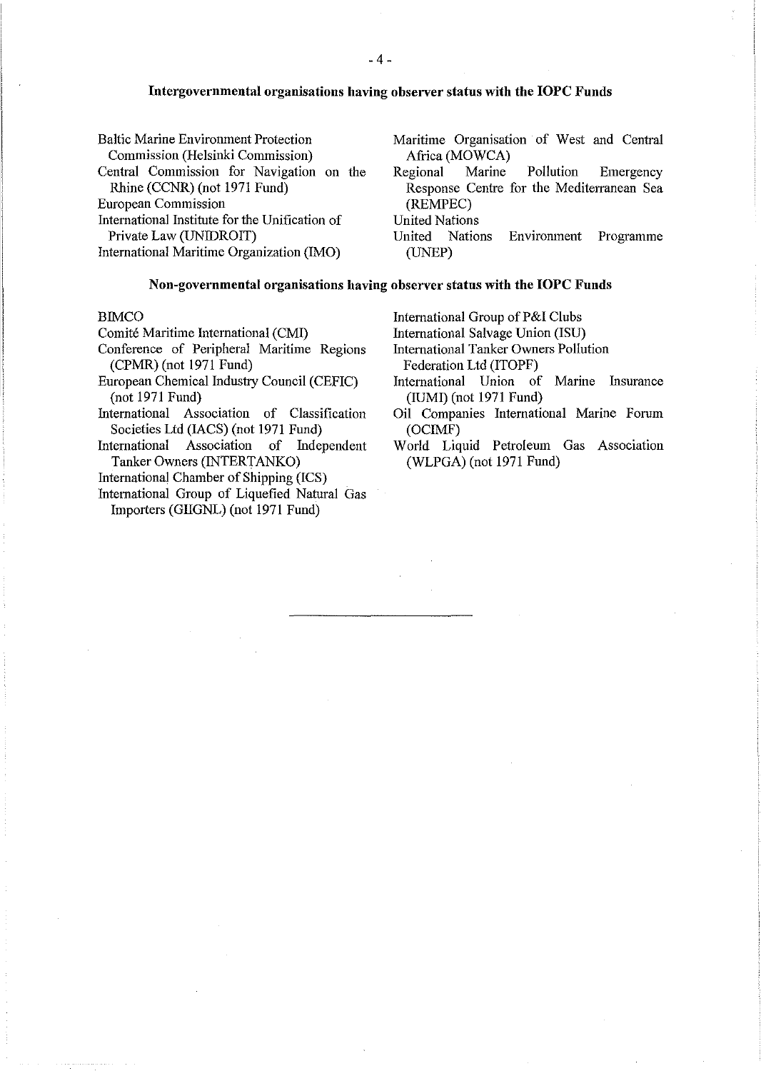### Intergovernmental organisations having observer status with the IOPC Funds

- Baltic Marine Environment Protection Commission (Helsinki Commission)
- Central Commission for Navigation on the Rhine (CCNR) (not 1971 Fund)
- European Commission
- International Institute for the Unification of Private Law (UNIDROIT)
- International Maritime Organization (IMO)
- Maritime Organisation of West and Central Africa (MOWCA)
- Regional Marine Pollution Emergency Response Centre for the Mediterranean Sea (REMPEC)
- United Nations
- United Nations Environment Programme (UNEP)

### Non-governmental organisations having observer status with the IOPC Funds

- BIMCO
- Comité Maritime International (CMI)
- Conference of Peripheral Maritime Regions (CPMR) (not 1971 Fund)
- European Chemical Industry Council (CEFIC) (not 1971 Fund)
- International Association of Classification Societies Ltd (IACS) (not 1971 Fund)
- International Association of Independent Tanker Owners (INTERTANKO)
- International Chamber of Shipping (ICS)
- International Group of Liquefied Natural Gas Importers (GIIGNL) (not 1971 Fund)
- International Group of P&I Clubs
- International Salvage Union (ISU)
- International Tanker Owners Pollution Federation Ltd (ITOPF)
- International Union of Marine Insurance (IUMI) (not 1971 Fund)
- Oil Companies International Marine Forum (OCIMF)
- World Liquid Petroleum Gas Association (WLPGA) (not 1971 Fund)